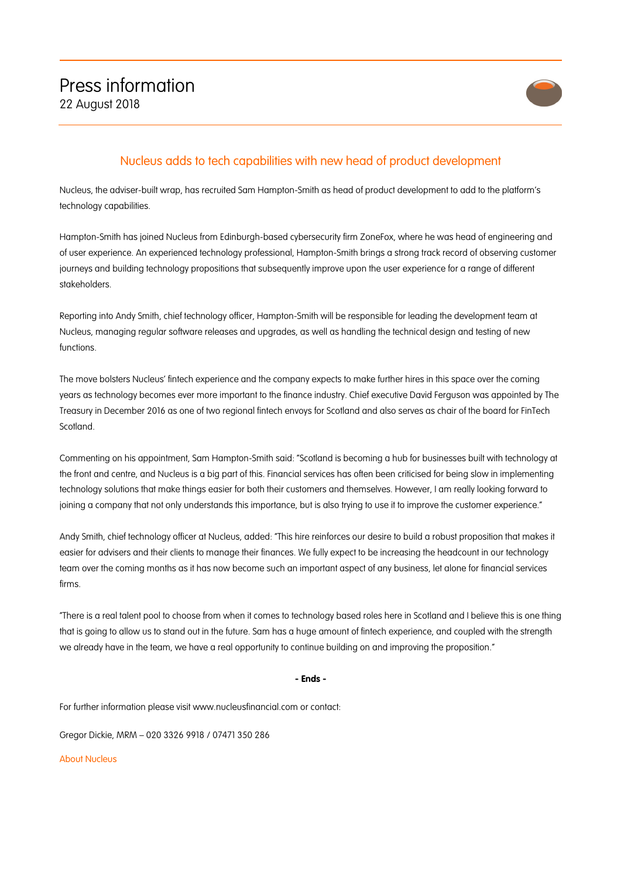# Press information

22 August 2018

## Nucleus adds to tech capabilities with new head of product development

Nucleus, the adviser-built wrap, has recruited Sam Hampton-Smith as head of product development to add to the platform's technology capabilities.

Hampton-Smith has joined Nucleus from Edinburgh-based cybersecurity firm ZoneFox, where he was head of engineering and of user experience. An experienced technology professional, Hampton-Smith brings a strong track record of observing customer journeys and building technology propositions that subsequently improve upon the user experience for a range of different stakeholders.

Reporting into Andy Smith, chief technology officer, Hampton-Smith will be responsible for leading the development team at Nucleus, managing regular software releases and upgrades, as well as handling the technical design and testing of new functions.

The move bolsters Nucleus' fintech experience and the company expects to make further hires in this space over the coming years as technology becomes ever more important to the finance industry. Chief executive David Ferguson was appointed by The Treasury in December 2016 as one of two regional fintech envoys for Scotland and also serves as chair of the board for FinTech Scotland.

Commenting on his appointment, Sam Hampton-Smith said: "Scotland is becoming a hub for businesses built with technology at the front and centre, and Nucleus is a big part of this. Financial services has often been criticised for being slow in implementing technology solutions that make things easier for both their customers and themselves. However, I am really looking forward to joining a company that not only understands this importance, but is also trying to use it to improve the customer experience."

Andy Smith, chief technology officer at Nucleus, added: "This hire reinforces our desire to build a robust proposition that makes it easier for advisers and their clients to manage their finances. We fully expect to be increasing the headcount in our technology team over the coming months as it has now become such an important aspect of any business, let alone for financial services firms.

"There is a real talent pool to choose from when it comes to technology based roles here in Scotland and I believe this is one thing that is going to allow us to stand out in the future. Sam has a huge amount of fintech experience, and coupled with the strength we already have in the team, we have a real opportunity to continue building on and improving the proposition."

**- Ends -**

For further information please visit www.nucleusfinancial.com or contact:

Gregor Dickie, MRM – 020 3326 9918 / 07471 350 286

### About Nucleus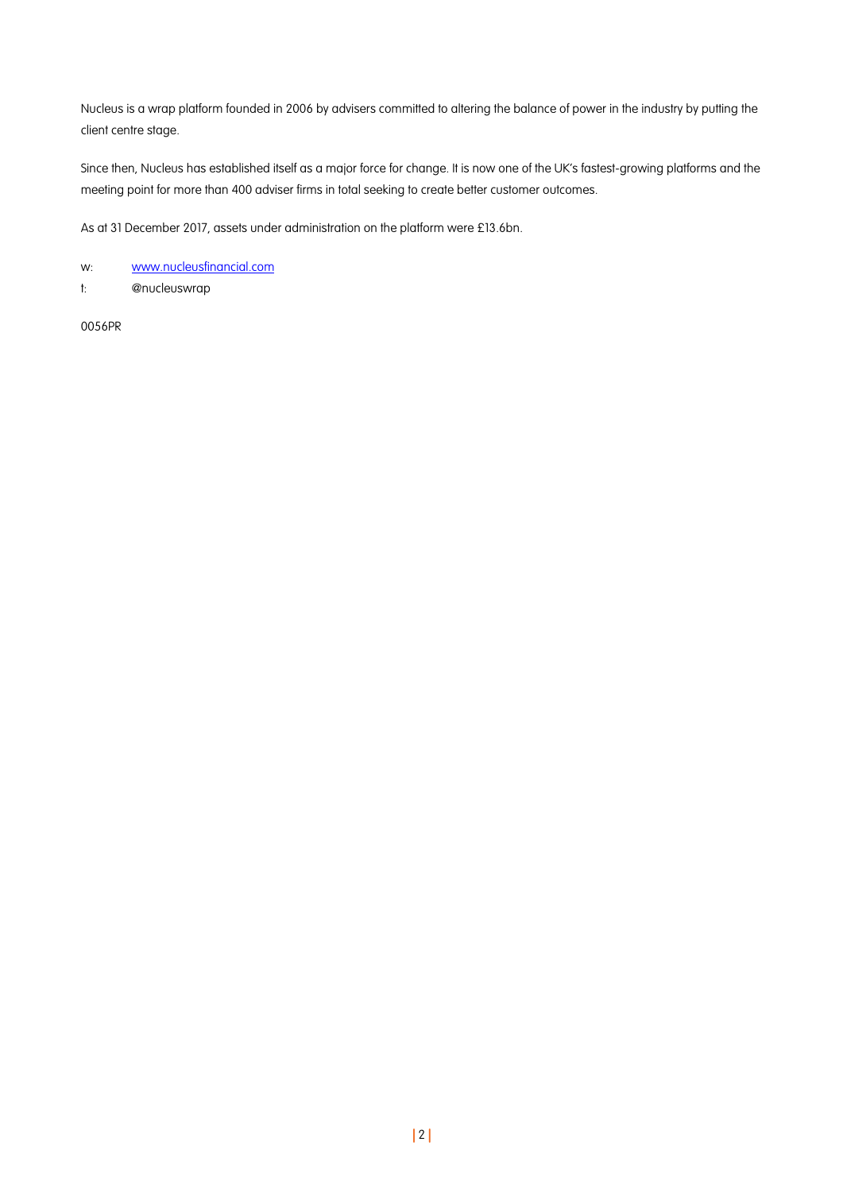Nucleus is a wrap platform founded in 2006 by advisers committed to altering the balance of power in the industry by putting the client centre stage.

Since then, Nucleus has established itself as a major force for change. It is now one of the UK's fastest-growing platforms and the meeting point for more than 400 adviser firms in total seeking to create better customer outcomes.

As at 31 December 2017, assets under administration on the platform were £13.6bn.

w: www.nucleusfinancial.com

t: @nucleuswrap

0056PR